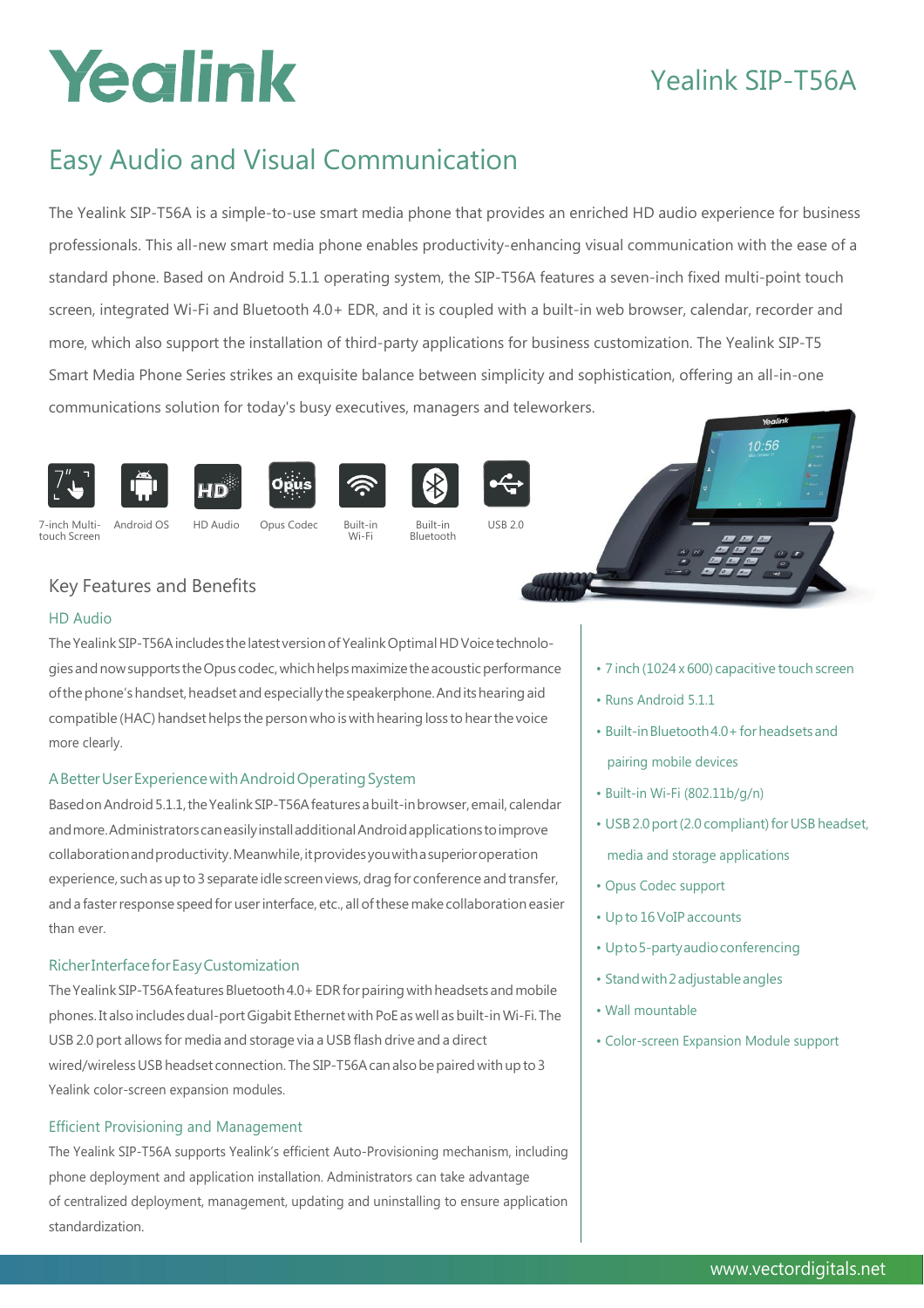# Yealink

## Yealink SIP-T56A

## Easy Audio and Visual Communication

The Yealink SIP-T56A is a simple-to-use smart media phone that provides an enriched HD audio experience for business professionals. This all-new smart media phone enables productivity-enhancing visual communication with the ease of a standard phone. Based on Android 5.1.1 operating system, the SIP-T56A features a seven-inch fixed multi-point touch screen, integrated Wi-Fi and Bluetooth 4.0+ EDR, and it is coupled with a built-in web browser, calendar, recorder and more, which also support the installation of third-party applications for business customization. The Yealink SIP-T5 Smart Media Phone Series strikes an exquisite balance between simplicity and sophistication, offering an all-in-one communications solution for today's busy executives, managers and teleworkers.

7-inch Multi-touch Screen | Android OS | HD Audio | Opus Codec | Built-in Wi-Fi | Built-in Bluetooth | USB 2.0

### Key Features and Benefits

#### HD Audio

The Yealink SIP-T56A includes the latest version of Yealink Optimal HD Voice technologies and now supports the Opus codec, which helps maximize the acoustic performance of the phone's handset, headset and especially the speakerphone. And its hearing aid compatible (HAC) handset helps the person who is with hearing loss to hear the voice more clearly.

#### A Better User Experience with Android Operating System

Based on Android 5.1.1, the Yealink SIP-T56A features a built-in browser, email, calendar and more. Administrators can easily install additional Android applications to improve collaboration and productivity. Meanwhile, it provides you with a superior operation experience, such as up to 3 separate idle screen views, drag for conference and transfer, and a faster response speed for user interface, etc., all of these make collaboration easier than ever.

#### Richer Interface for Easy Customization

The Yealink SIP-T56A features Bluetooth 4.0+ EDR for pairing with headsets and mobile phones. It also includes dual-port Gigabit Ethernet with PoE as well as built-in Wi-Fi. The USB 2.0 port allows for media and storage via a USB flash drive and a direct wired/wireless USB headset connection. The SIP-T56A can also be paired with up to 3 Yealink color-screen expansion modules.

#### Efficient Provisioning and Management

The Yealink SIP-T56A supports Yealink's efficient Auto-Provisioning mechanism, including phone deployment and application installation. Administrators can take advantage of centralized deployment, management, updating and uninstalling to ensure application standardization.

- 7 inch (1024 x 600) capacitive touch screen
- Runs Android 5.1.1
- Built-in Bluetooth 4.0+ for headsets and pairing mobile devices
- Built-in Wi-Fi (802.11b/g/n)
- USB 2.0 port (2.0 compliant) for USB headset, media and storage applications
- Opus Codec support
- Up to 16 VoIP accounts
- Up to 5-party audio conferencing
- Stand with 2 adjustable angles
- Wall mountable
- Color-screen Expansion Module support

www.vectordigitals.net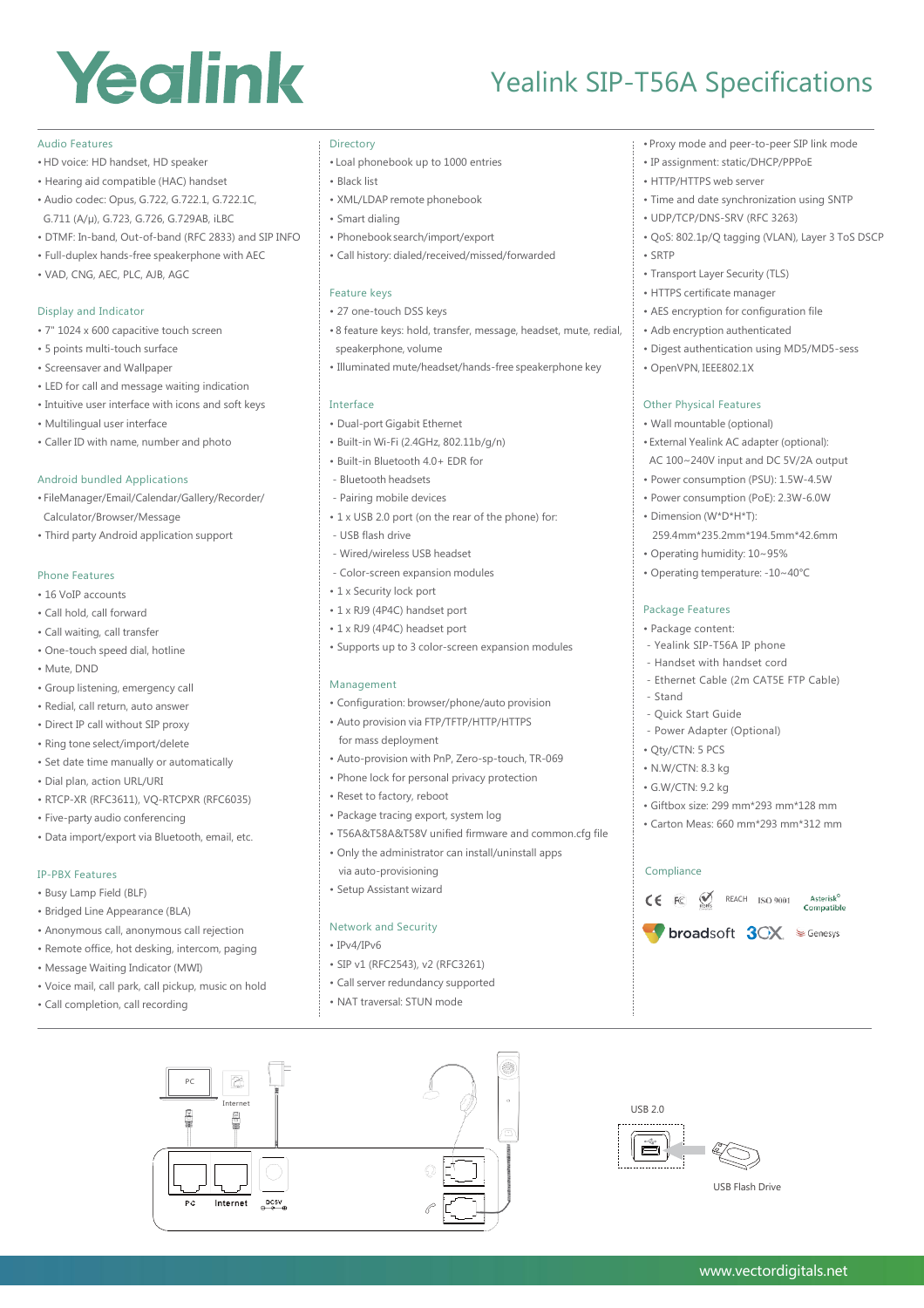# Yealink SIP-T56A Specifications

## Audio Features
- HD voice: HD handset, HD speaker
- Hearing aid compatible (HAC) handset
- Audio codec: Opus, G.722, G.722.1, G.722.1C, G.711 (A/μ), G.723, G.726, G.729AB, iLBC
- DTMF: In-band, Out-of-band (RFC 2833) and SIP INFO
- Full-duplex hands-free speakerphone with AEC
- VAD, CNG, AEC, PLC, AJB, AGC

## Display and Indicator
- 7" 1024 x 600 capacitive touch screen
- 5 points multi-touch surface
- Screensaver and Wallpaper
- LED for call and message waiting indication
- Intuitive user interface with icons and soft keys
- Multilingual user interface
- Caller ID with name, number and photo

## Android bundled Applications
- FileManager/Email/Calendar/Gallery/Recorder/Calculator/Browser/Message
- Third party Android application support

## Phone Features
- 16 VoIP accounts
- Call hold, call forward
- Call waiting, call transfer
- One-touch speed dial, hotline
- Mute, DND
- Group listening, emergency call
- Redial, call return, auto answer
- Direct IP call without SIP proxy
- Ring tone select/import/delete
- Set date time manually or automatically
- Dial plan, action URL/URI
- RTCP-XR (RFC3611), VQ-RTCPXR (RFC6035)
- Five-party audio conferencing
- Data import/export via Bluetooth, email, etc.

## IP-PBX Features
- Busy Lamp Field (BLF)
- Bridged Line Appearance (BLA)
- Anonymous call, anonymous call rejection
- Remote office, hot desking, intercom, paging
- Message Waiting Indicator (MWI)
- Voice mail, call park, call pickup, music on hold
- Call completion, call recording

## Directory
- Loal phonebook up to 1000 entries
- Black list
- XML/LDAP remote phonebook
- Smart dialing
- Phonebook search/import/export
- Call history: dialed/received/missed/forwarded

## Feature keys
- 27 one-touch DSS keys
- 8 feature keys: hold, transfer, message, headset, mute, redial, speakerphone, volume
- Illuminated mute/headset/hands-free speakerphone key

## Interface
- Dual-port Gigabit Ethernet
- Built-in Wi-Fi (2.4GHz, 802.11b/g/n)
- Built-in Bluetooth 4.0+ EDR for
  - Bluetooth headsets
  - Pairing mobile devices
- 1 x USB 2.0 port (on the rear of the phone) for:
  - USB flash drive
  - Wired/wireless USB headset
  - Color-screen expansion modules
- 1 x Security lock port
- 1 x RJ9 (4P4C) handset port
- 1 x RJ9 (4P4C) headset port
- Supports up to 3 color-screen expansion modules

## Management
- Configuration: browser/phone/auto provision
- Auto provision via FTP/TFTP/HTTP/HTTPS for mass deployment
- Auto-provision with PnP, Zero-sp-touch, TR-069
- Phone lock for personal privacy protection
- Reset to factory, reboot
- Package tracing export, system log
- T56A&T58A&T58V unified firmware and common.cfg file
- Only the administrator can install/uninstall apps via auto-provisioning
- Setup Assistant wizard

## Network and Security
- IPv4/IPv6
- SIP v1 (RFC2543), v2 (RFC3261)
- Call server redundancy supported
- NAT traversal: STUN mode
- Proxy mode and peer-to-peer SIP link mode
- IP assignment: static/DHCP/PPPoE
- HTTP/HTTPS web server
- Time and date synchronization using SNTP
- UDP/TCP/DNS-SRV (RFC 3263)
- QoS: 802.1p/Q tagging (VLAN), Layer 3 ToS DSCP
- SRTP
- Transport Layer Security (TLS)
- HTTPS certificate manager
- AES encryption for configuration file
- Adb encryption authenticated
- Digest authentication using MD5/MD5-sess
- OpenVPN, IEEE802.1X

## Other Physical Features
- Wall mountable (optional)
- External Yealink AC adapter (optional): AC 100~240V input and DC 5V/2A output
- Power consumption (PSU): 1.5W-4.5W
- Power consumption (PoE): 2.3W-6.0W
- Dimension (W*D*H*T): 259.4mm*235.2mm*194.5mm*42.6mm
- Operating humidity: 10~95%
- Operating temperature: -10~40°C

## Package Features
- Package content:
  - Yealink SIP-T56A IP phone
  - Handset with handset cord
  - Ethernet Cable (2m CAT5E FTP Cable)
  - Stand
  - Quick Start Guide
  - Power Adapter (Optional)
- Qty/CTN: 5 PCS
- N.W/CTN: 8.3 kg
- G.W/CTN: 9.2 kg
- Giftbox size: 299 mm*293 mm*128 mm
- Carton Meas: 660 mm*293 mm*312 mm

## Compliance

CE FC RoHS REACH ISO 9001 Asterisk Compatible

broadsoft 3CX Genesys

PC
Internet
PC
Internet
DC5V

USB 2.0

USB Flash Drive

www.vectordigitals.net